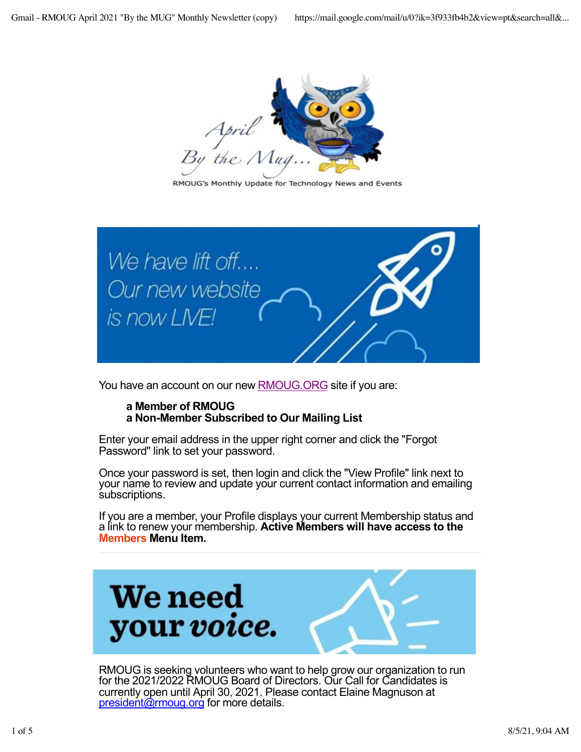April By the Mug...

RMOUG's Monthly Update for Technology News and Events

We have lift off.... Our new website is now LIVE!

You have an account on our new RMOUG.ORG site if you are:

**a Member of RMOUG**
**a Non-Member Subscribed to Our Mailing List**

Enter your email address in the upper right corner and click the "Forgot Password" link to set your password.

Once your password is set, then login and click the "View Profile" link next to your name to review and update your current contact information and emailing subscriptions.

If you are a member, your Profile displays your current Membership status and a link to renew your membership. **Active Members will have access to the Members Menu Item.**

---

We need your voice.

RMOUG is seeking volunteers who want to help grow our organization to run for the 2021/2022 RMOUG Board of Directors. Our Call for Candidates is currently open until April 30, 2021. Please contact Elaine Magnuson at president@rmoug.org for more details.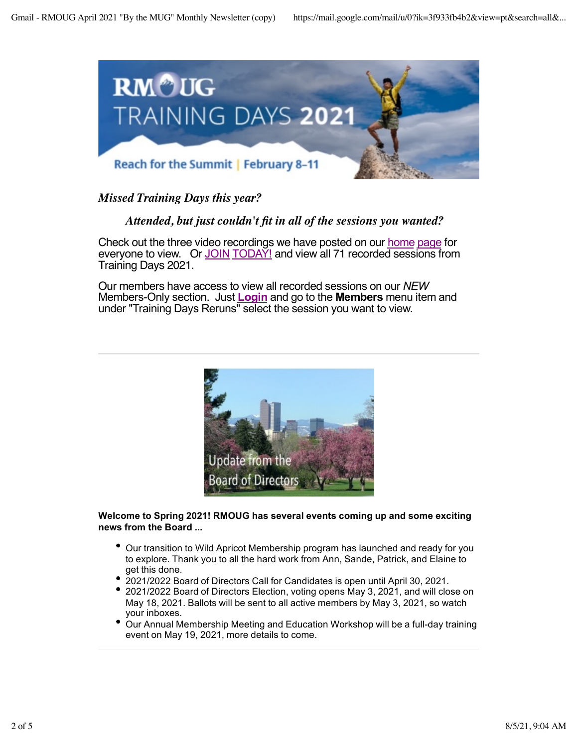*Missed Training Days this year?*

*Attended, but just couldn't fit in all of the sessions you wanted?*

Check out the three video recordings we have posted on our home page for everyone to view. Or JOIN TODAY! and view all 71 recorded sessions from Training Days 2021.

Our members have access to view all recorded sessions on our *NEW* Members-Only section. Just **Login** and go to the **Members** menu item and under "Training Days Reruns" select the session you want to view.

---

**Welcome to Spring 2021! RMOUG has several events coming up and some exciting news from the Board ...**

- Our transition to Wild Apricot Membership program has launched and ready for you to explore. Thank you to all the hard work from Ann, Sande, Patrick, and Elaine to get this done.
- 2021/2022 Board of Directors Call for Candidates is open until April 30, 2021.
- 2021/2022 Board of Directors Election, voting opens May 3, 2021, and will close on May 18, 2021. Ballots will be sent to all active members by May 3, 2021, so watch your inboxes.
- Our Annual Membership Meeting and Education Workshop will be a full-day training event on May 19, 2021, more details to come.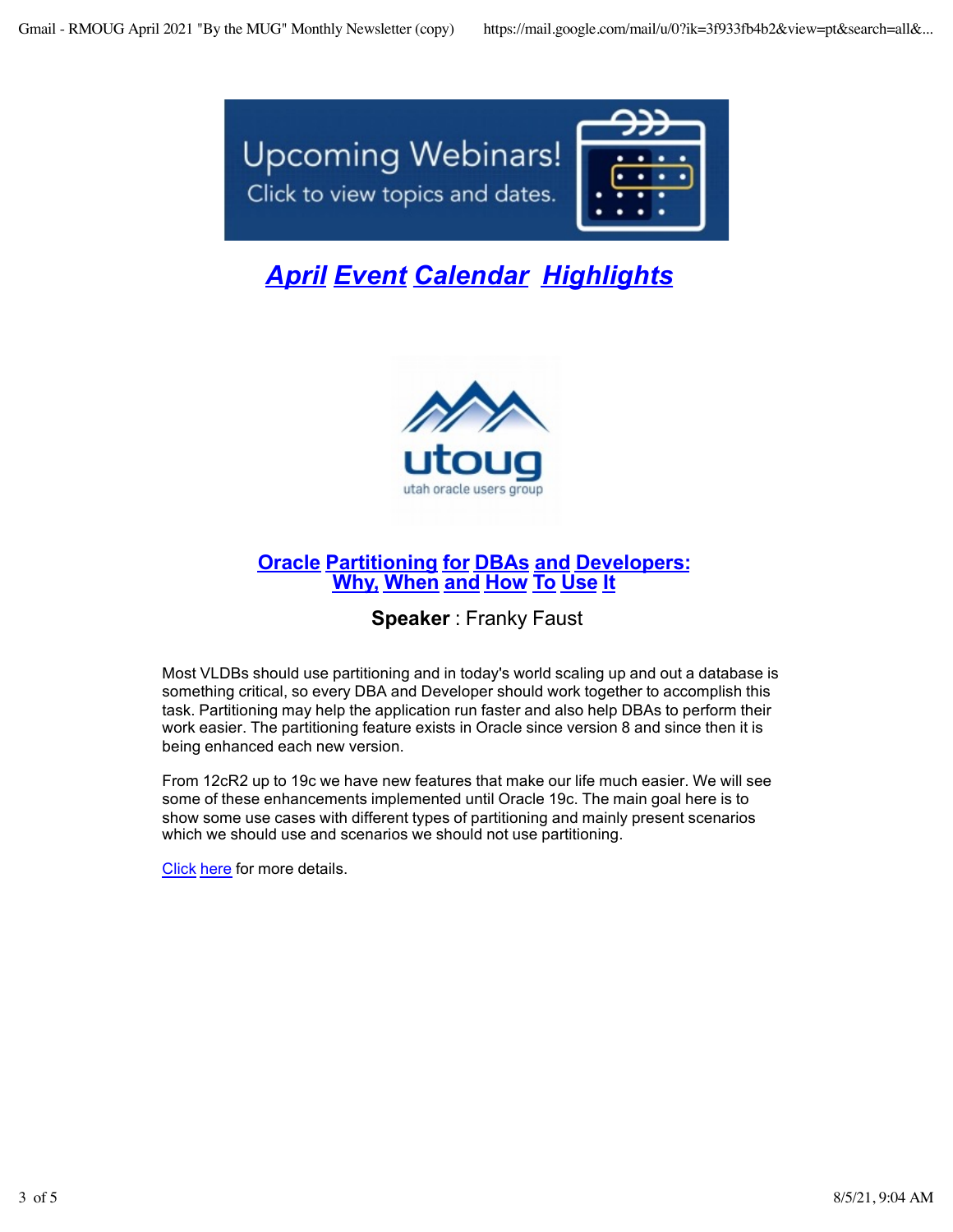Upcoming Webinars!
Click to view topics and dates.

## *April Event Calendar Highlights*

utoug
utah oracle users group

### Oracle Partitioning for DBAs and Developers: Why, When and How To Use It

**Speaker** : Franky Faust

Most VLDBs should use partitioning and in today's world scaling up and out a database is something critical, so every DBA and Developer should work together to accomplish this task. Partitioning may help the application run faster and also help DBAs to perform their work easier. The partitioning feature exists in Oracle since version 8 and since then it is being enhanced each new version.

From 12cR2 up to 19c we have new features that make our life much easier. We will see some of these enhancements implemented until Oracle 19c. The main goal here is to show some use cases with different types of partitioning and mainly present scenarios which we should use and scenarios we should not use partitioning.

Click here for more details.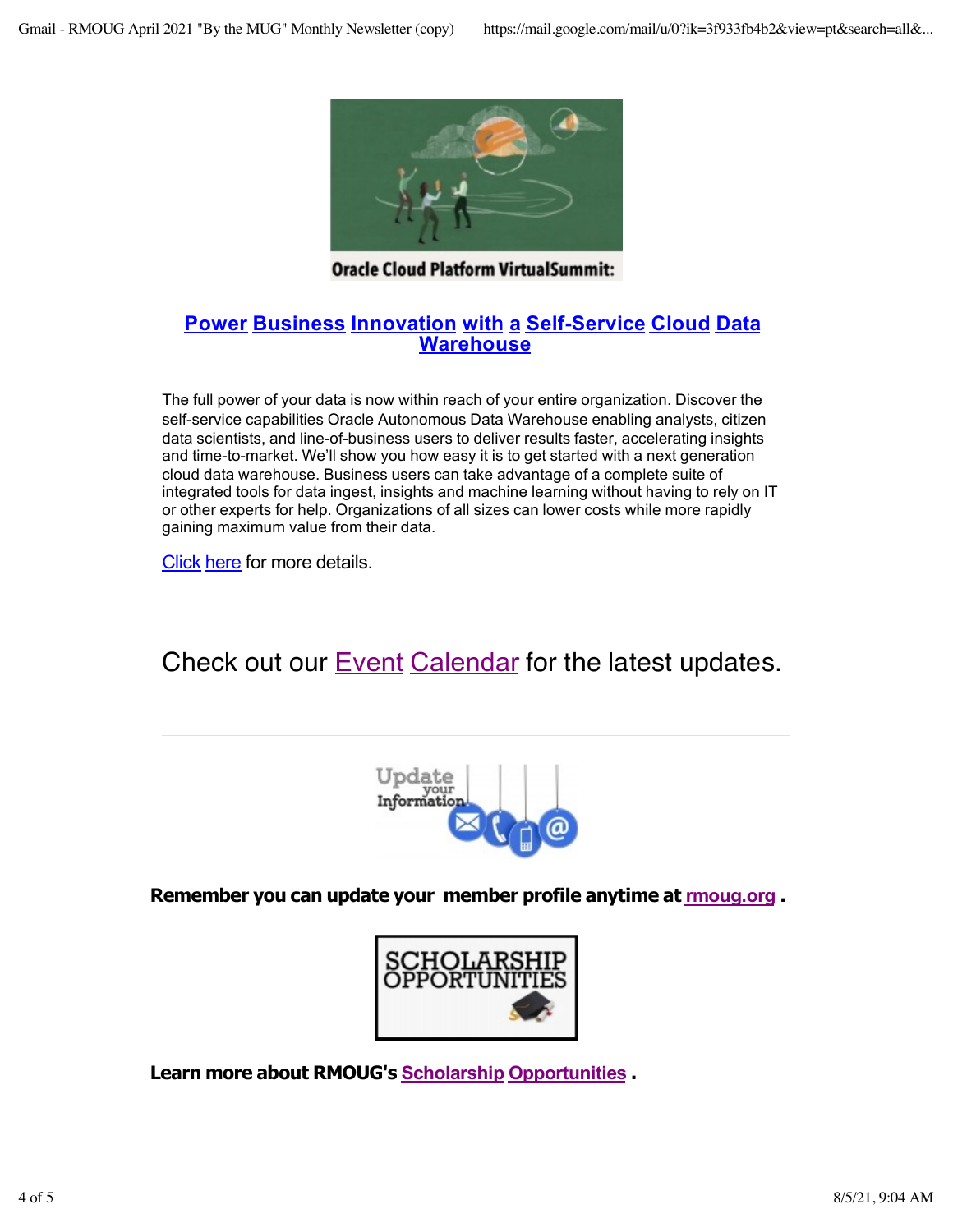Oracle Cloud Platform VirtualSummit:

## Power Business Innovation with a Self-Service Cloud Data Warehouse

The full power of your data is now within reach of your entire organization. Discover the self-service capabilities Oracle Autonomous Data Warehouse enabling analysts, citizen data scientists, and line-of-business users to deliver results faster, accelerating insights and time-to-market. We'll show you how easy it is to get started with a next generation cloud data warehouse. Business users can take advantage of a complete suite of integrated tools for data ingest, insights and machine learning without having to rely on IT or other experts for help. Organizations of all sizes can lower costs while more rapidly gaining maximum value from their data.

Click here for more details.

Check out our Event Calendar for the latest updates.

---

Update your Information

**Remember you can update your member profile anytime at rmoug.org .**

SCHOLARSHIP OPPORTUNITIES

**Learn more about RMOUG's Scholarship Opportunities .**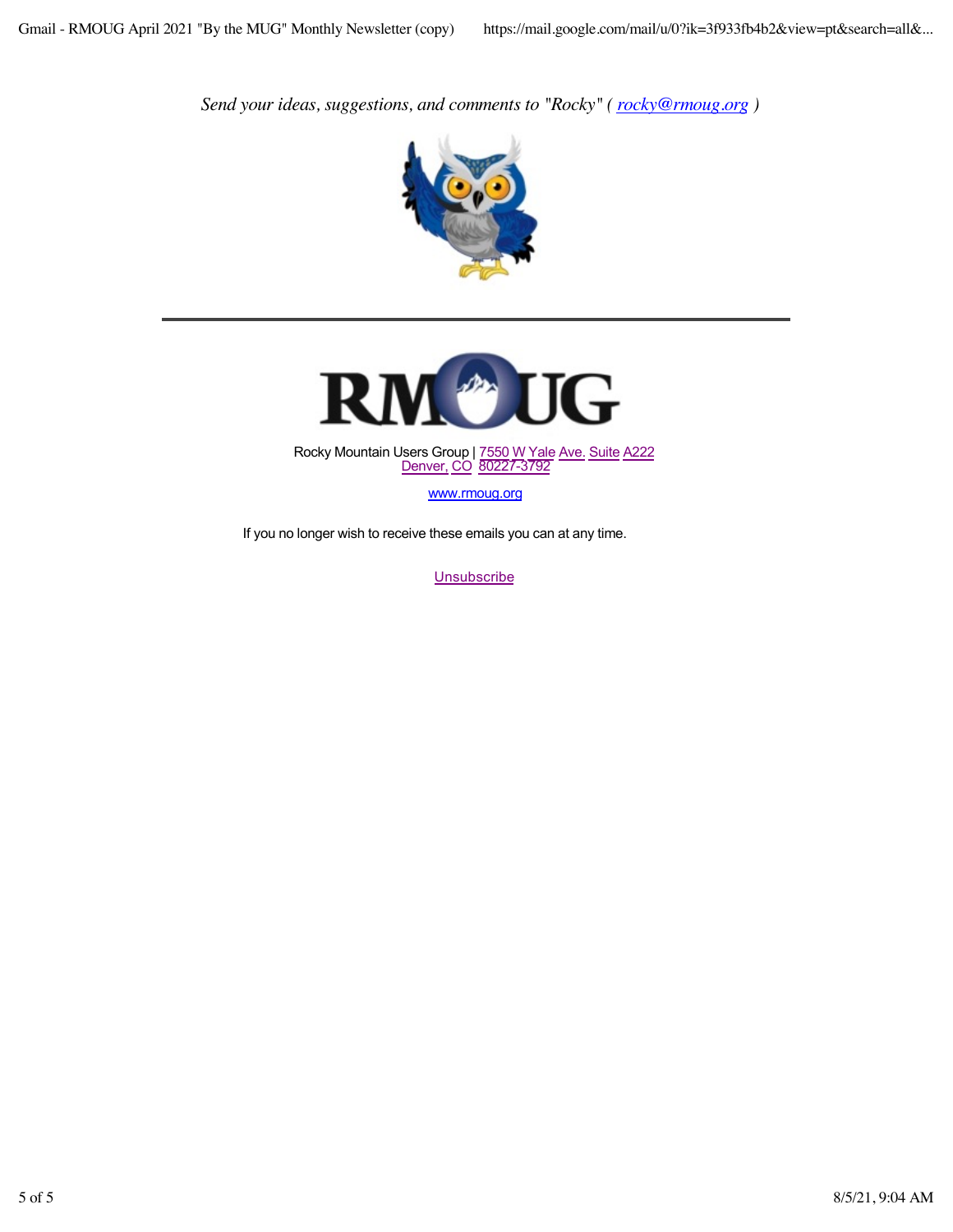*Send your ideas, suggestions, and comments to "Rocky" ( rocky@rmoug.org )*

---

Rocky Mountain Users Group | 7550 W Yale Ave. Suite A222
Denver, CO 80227-3792

www.rmoug.org

If you no longer wish to receive these emails you can at any time.

Unsubscribe